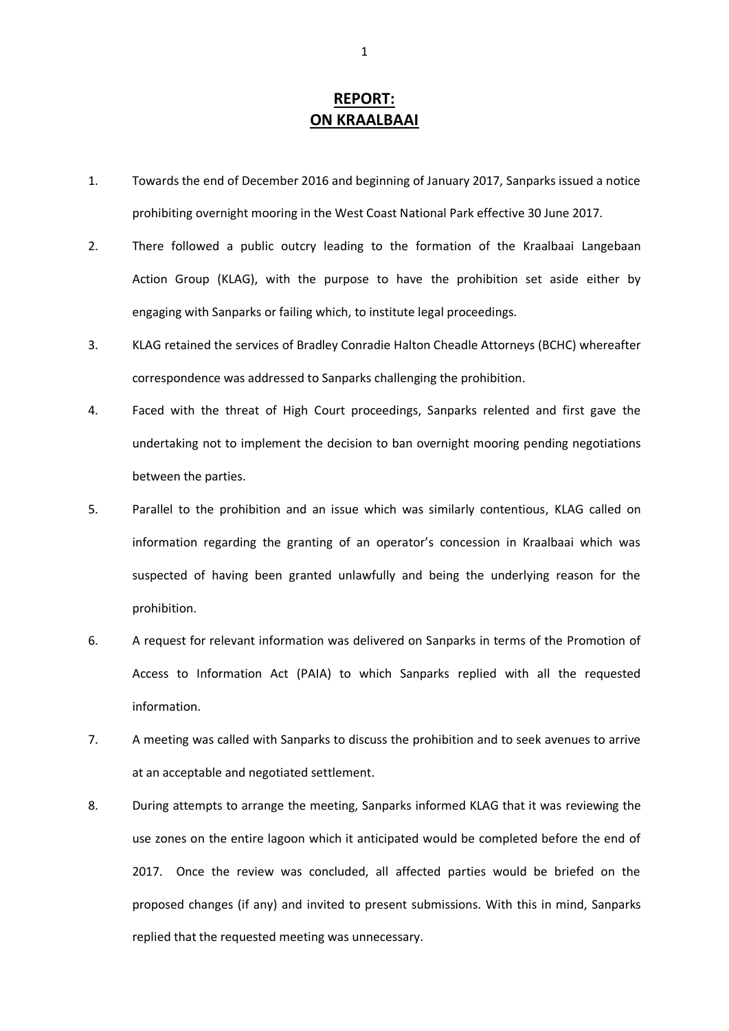# REPORT: ON KRAALBAAI

1. Towards the end of December 2016 and beginning of January 2017, Sanparks issued a notice prohibiting overnight mooring in the West Coast National Park effective 30 June 2017.

2. There followed a public outcry leading to the formation of the Kraalbaai Langebaan Action Group (KLAG), with the purpose to have the prohibition set aside either by engaging with Sanparks or failing which, to institute legal proceedings.

3. KLAG retained the services of Bradley Conradie Halton Cheadle Attorneys (BCHC) whereafter correspondence was addressed to Sanparks challenging the prohibition.

4. Faced with the threat of High Court proceedings, Sanparks relented and first gave the undertaking not to implement the decision to ban overnight mooring pending negotiations between the parties.

5. Parallel to the prohibition and an issue which was similarly contentious, KLAG called on information regarding the granting of an operator's concession in Kraalbaai which was suspected of having been granted unlawfully and being the underlying reason for the prohibition.

6. A request for relevant information was delivered on Sanparks in terms of the Promotion of Access to Information Act (PAIA) to which Sanparks replied with all the requested information.

7. A meeting was called with Sanparks to discuss the prohibition and to seek avenues to arrive at an acceptable and negotiated settlement.

8. During attempts to arrange the meeting, Sanparks informed KLAG that it was reviewing the use zones on the entire lagoon which it anticipated would be completed before the end of 2017. Once the review was concluded, all affected parties would be briefed on the proposed changes (if any) and invited to present submissions. With this in mind, Sanparks replied that the requested meeting was unnecessary.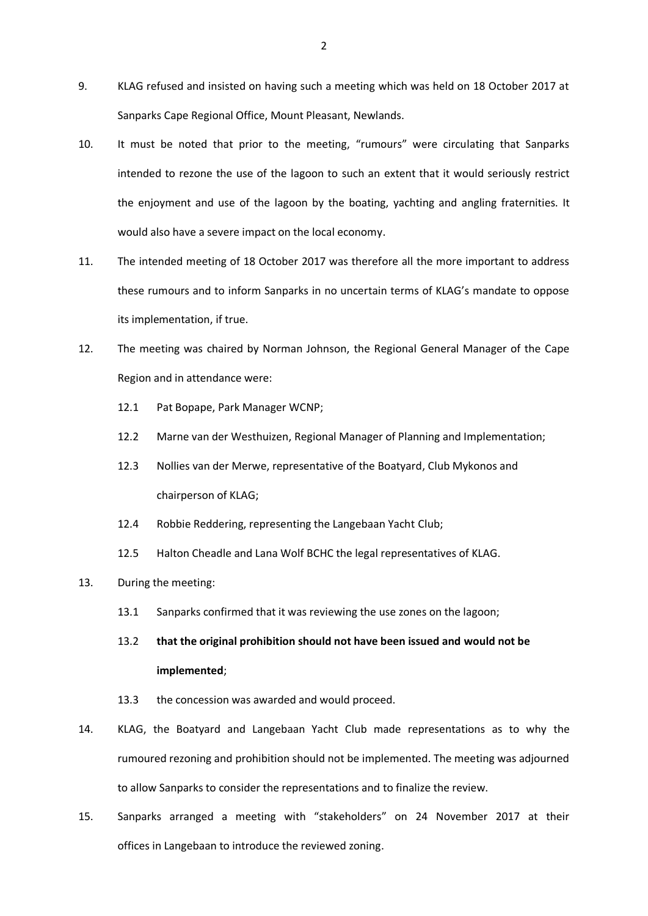9. KLAG refused and insisted on having such a meeting which was held on 18 October 2017 at Sanparks Cape Regional Office, Mount Pleasant, Newlands.

10. It must be noted that prior to the meeting, "rumours" were circulating that Sanparks intended to rezone the use of the lagoon to such an extent that it would seriously restrict the enjoyment and use of the lagoon by the boating, yachting and angling fraternities. It would also have a severe impact on the local economy.

11. The intended meeting of 18 October 2017 was therefore all the more important to address these rumours and to inform Sanparks in no uncertain terms of KLAG's mandate to oppose its implementation, if true.

12. The meeting was chaired by Norman Johnson, the Regional General Manager of the Cape Region and in attendance were:

    12.1 Pat Bopape, Park Manager WCNP;

    12.2 Marne van der Westhuizen, Regional Manager of Planning and Implementation;

    12.3 Nollies van der Merwe, representative of the Boatyard, Club Mykonos and chairperson of KLAG;

    12.4 Robbie Reddering, representing the Langebaan Yacht Club;

    12.5 Halton Cheadle and Lana Wolf BCHC the legal representatives of KLAG.

13. During the meeting:

    13.1 Sanparks confirmed that it was reviewing the use zones on the lagoon;

    13.2 **that the original prohibition should not have been issued and would not be implemented**;

    13.3 the concession was awarded and would proceed.

14. KLAG, the Boatyard and Langebaan Yacht Club made representations as to why the rumoured rezoning and prohibition should not be implemented. The meeting was adjourned to allow Sanparks to consider the representations and to finalize the review.

15. Sanparks arranged a meeting with "stakeholders" on 24 November 2017 at their offices in Langebaan to introduce the reviewed zoning.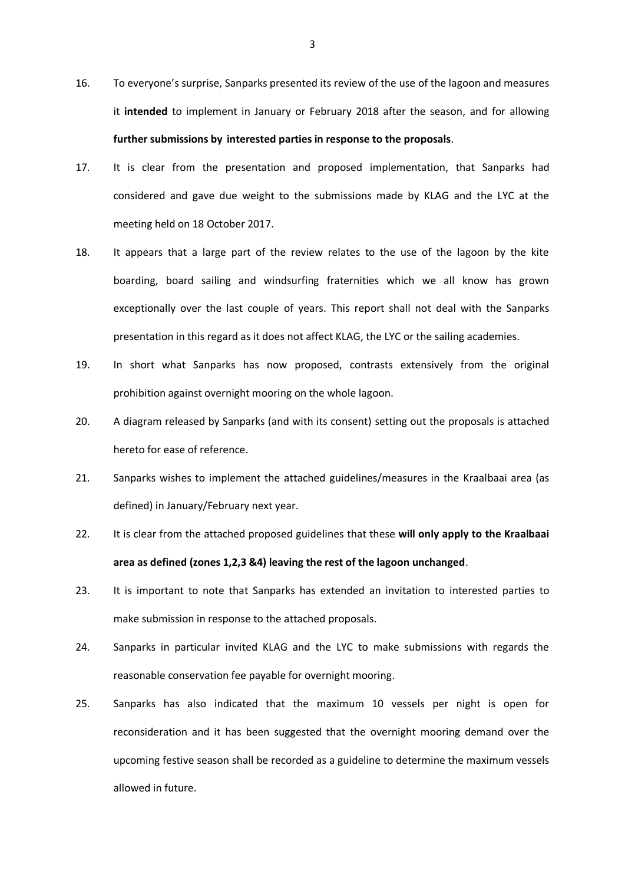16. To everyone's surprise, Sanparks presented its review of the use of the lagoon and measures it **intended** to implement in January or February 2018 after the season, and for allowing **further submissions by interested parties in response to the proposals**.

17. It is clear from the presentation and proposed implementation, that Sanparks had considered and gave due weight to the submissions made by KLAG and the LYC at the meeting held on 18 October 2017.

18. It appears that a large part of the review relates to the use of the lagoon by the kite boarding, board sailing and windsurfing fraternities which we all know has grown exceptionally over the last couple of years. This report shall not deal with the Sanparks presentation in this regard as it does not affect KLAG, the LYC or the sailing academies.

19. In short what Sanparks has now proposed, contrasts extensively from the original prohibition against overnight mooring on the whole lagoon.

20. A diagram released by Sanparks (and with its consent) setting out the proposals is attached hereto for ease of reference.

21. Sanparks wishes to implement the attached guidelines/measures in the Kraalbaai area (as defined) in January/February next year.

22. It is clear from the attached proposed guidelines that these **will only apply to the Kraalbaai area as defined (zones 1,2,3 &4) leaving the rest of the lagoon unchanged**.

23. It is important to note that Sanparks has extended an invitation to interested parties to make submission in response to the attached proposals.

24. Sanparks in particular invited KLAG and the LYC to make submissions with regards the reasonable conservation fee payable for overnight mooring.

25. Sanparks has also indicated that the maximum 10 vessels per night is open for reconsideration and it has been suggested that the overnight mooring demand over the upcoming festive season shall be recorded as a guideline to determine the maximum vessels allowed in future.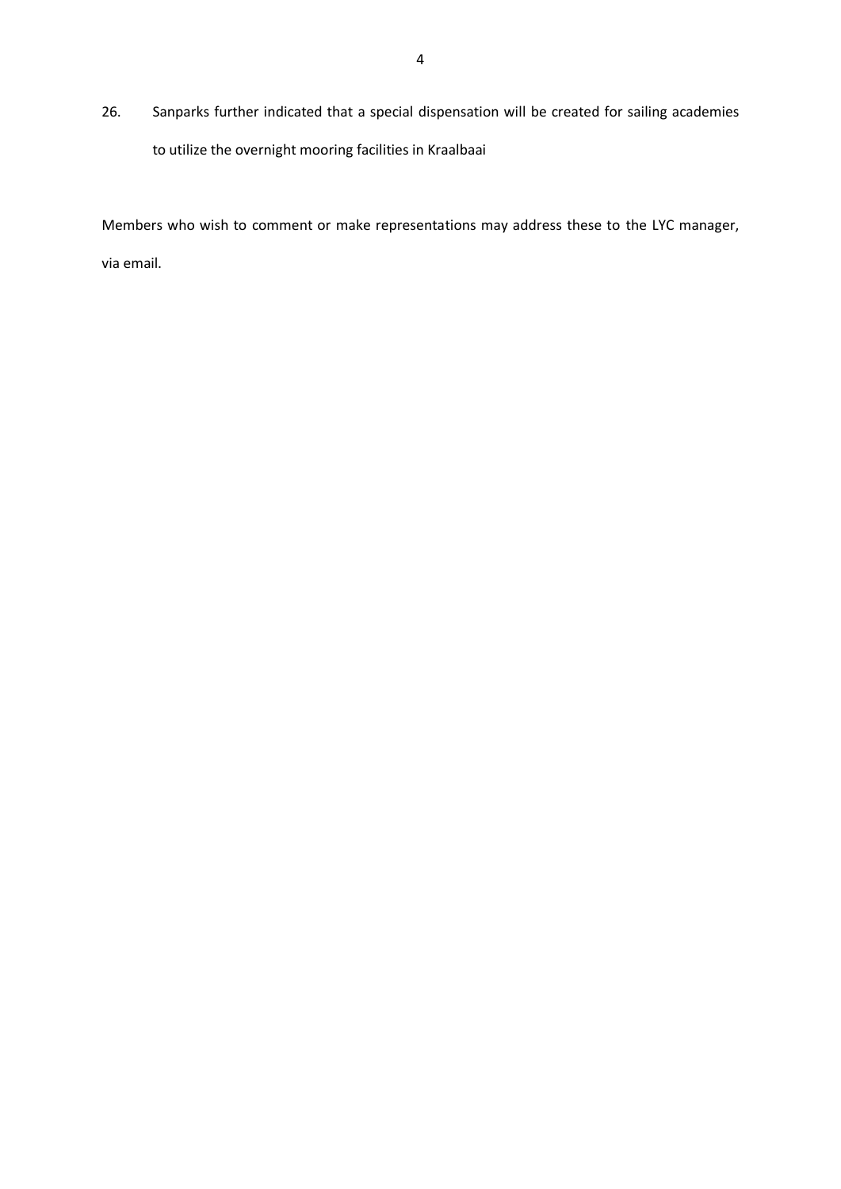26. Sanparks further indicated that a special dispensation will be created for sailing academies to utilize the overnight mooring facilities in Kraalbaai

Members who wish to comment or make representations may address these to the LYC manager, via email.